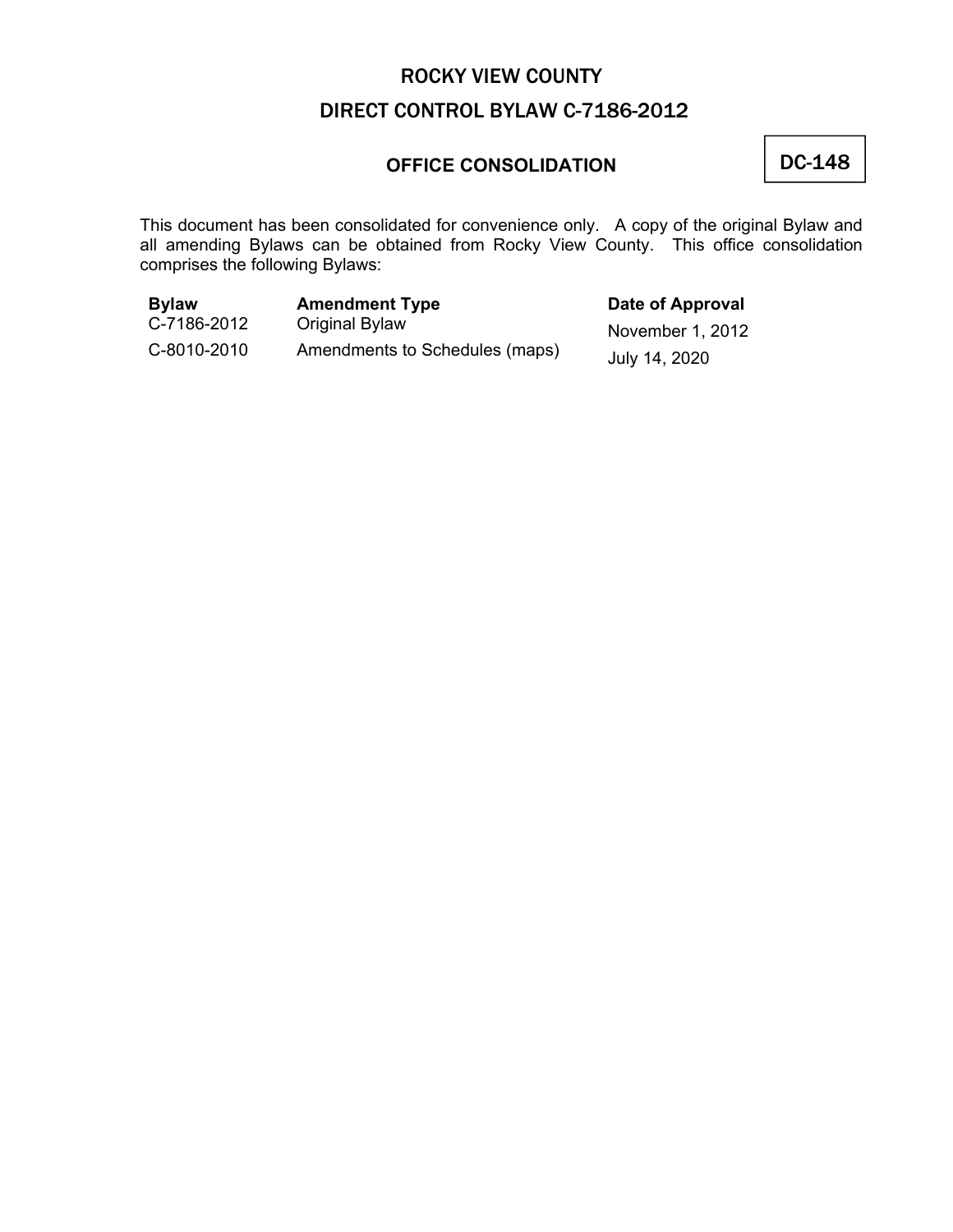# ROCKY VIEW COUNTY

# DIRECT CONTROL BYLAW C-7186-2012

## OFFICE CONSOLIDATION

**DC-148**

This document has been consolidated for convenience only. A copy of the original Bylaw and all amending Bylaws can be obtained from Rocky View County. This office consolidation comprises the following Bylaws:

| Bylaw | Amendment Type | Date of Approval |
| --- | --- | --- |
| C-7186-2012 | Original Bylaw | November 1, 2012 |
| C-8010-2010 | Amendments to Schedules (maps) | July 14, 2020 |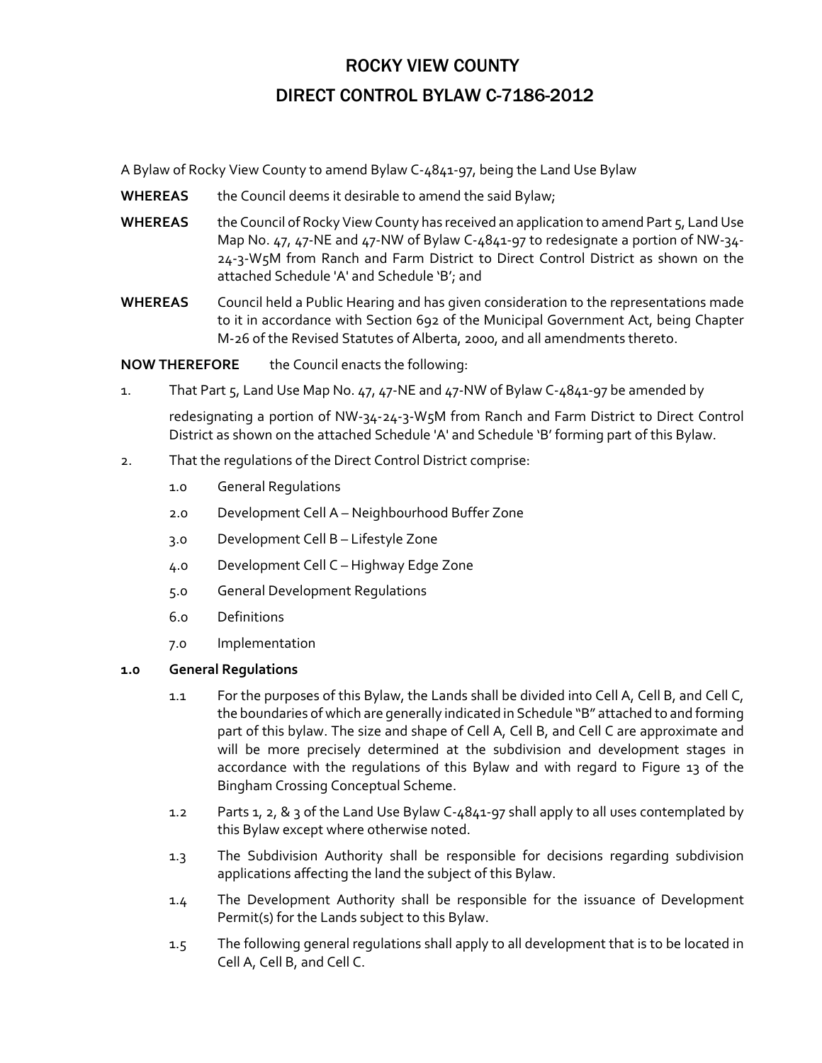# ROCKY VIEW COUNTY

# DIRECT CONTROL BYLAW C-7186-2012

A Bylaw of Rocky View County to amend Bylaw C-4841-97, being the Land Use Bylaw

**WHEREAS** the Council deems it desirable to amend the said Bylaw;

**WHEREAS** the Council of Rocky View County has received an application to amend Part 5, Land Use Map No. 47, 47-NE and 47-NW of Bylaw C-4841-97 to redesignate a portion of NW-34-24-3-W5M from Ranch and Farm District to Direct Control District as shown on the attached Schedule 'A' and Schedule 'B'; and

**WHEREAS** Council held a Public Hearing and has given consideration to the representations made to it in accordance with Section 692 of the Municipal Government Act, being Chapter M-26 of the Revised Statutes of Alberta, 2000, and all amendments thereto.

**NOW THEREFORE** the Council enacts the following:

1. That Part 5, Land Use Map No. 47, 47-NE and 47-NW of Bylaw C-4841-97 be amended by

   redesignating a portion of NW-34-24-3-W5M from Ranch and Farm District to Direct Control District as shown on the attached Schedule 'A' and Schedule 'B' forming part of this Bylaw.

2. That the regulations of the Direct Control District comprise:

   1.0 General Regulations

   2.0 Development Cell A – Neighbourhood Buffer Zone

   3.0 Development Cell B – Lifestyle Zone

   4.0 Development Cell C – Highway Edge Zone

   5.0 General Development Regulations

   6.0 Definitions

   7.0 Implementation

**1.0 General Regulations**

1.1 For the purposes of this Bylaw, the Lands shall be divided into Cell A, Cell B, and Cell C, the boundaries of which are generally indicated in Schedule "B" attached to and forming part of this bylaw. The size and shape of Cell A, Cell B, and Cell C are approximate and will be more precisely determined at the subdivision and development stages in accordance with the regulations of this Bylaw and with regard to Figure 13 of the Bingham Crossing Conceptual Scheme.

1.2 Parts 1, 2, & 3 of the Land Use Bylaw C-4841-97 shall apply to all uses contemplated by this Bylaw except where otherwise noted.

1.3 The Subdivision Authority shall be responsible for decisions regarding subdivision applications affecting the land the subject of this Bylaw.

1.4 The Development Authority shall be responsible for the issuance of Development Permit(s) for the Lands subject to this Bylaw.

1.5 The following general regulations shall apply to all development that is to be located in Cell A, Cell B, and Cell C.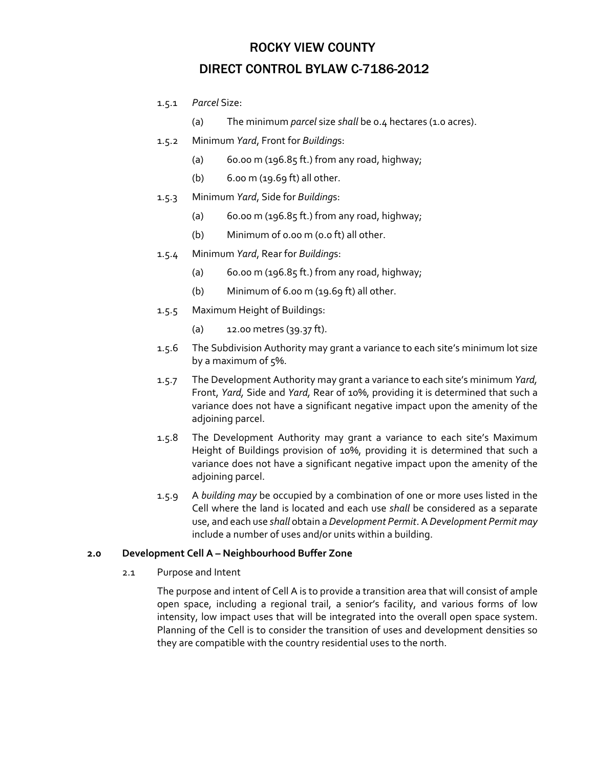# ROCKY VIEW COUNTY

# DIRECT CONTROL BYLAW C-7186-2012

1.5.1 *Parcel* Size:

(a) The minimum *parcel* size *shall* be 0.4 hectares (1.0 acres).

1.5.2 Minimum *Yard*, Front for *Building*s:

(a) 60.00 m (196.85 ft.) from any road, highway;

(b) 6.00 m (19.69 ft) all other.

1.5.3 Minimum *Yard*, Side for *Building*s:

(a) 60.00 m (196.85 ft.) from any road, highway;

(b) Minimum of 0.00 m (0.0 ft) all other.

1.5.4 Minimum *Yard*, Rear for *Building*s:

(a) 60.00 m (196.85 ft.) from any road, highway;

(b) Minimum of 6.00 m (19.69 ft) all other.

1.5.5 Maximum Height of Buildings:

(a) 12.00 metres (39.37 ft).

1.5.6 The Subdivision Authority may grant a variance to each site's minimum lot size by a maximum of 5%.

1.5.7 The Development Authority may grant a variance to each site's minimum *Yard,* Front, *Yard,* Side and *Yard,* Rear of 10%, providing it is determined that such a variance does not have a significant negative impact upon the amenity of the adjoining parcel.

1.5.8 The Development Authority may grant a variance to each site's Maximum Height of Buildings provision of 10%, providing it is determined that such a variance does not have a significant negative impact upon the amenity of the adjoining parcel.

1.5.9 A *building may* be occupied by a combination of one or more uses listed in the Cell where the land is located and each use *shall* be considered as a separate use, and each use *shall* obtain a *Development Permit*. A *Development Permit may* include a number of uses and/or units within a building.

## 2.0 Development Cell A – Neighbourhood Buffer Zone

2.1 Purpose and Intent

The purpose and intent of Cell A is to provide a transition area that will consist of ample open space, including a regional trail, a senior's facility, and various forms of low intensity, low impact uses that will be integrated into the overall open space system. Planning of the Cell is to consider the transition of uses and development densities so they are compatible with the country residential uses to the north.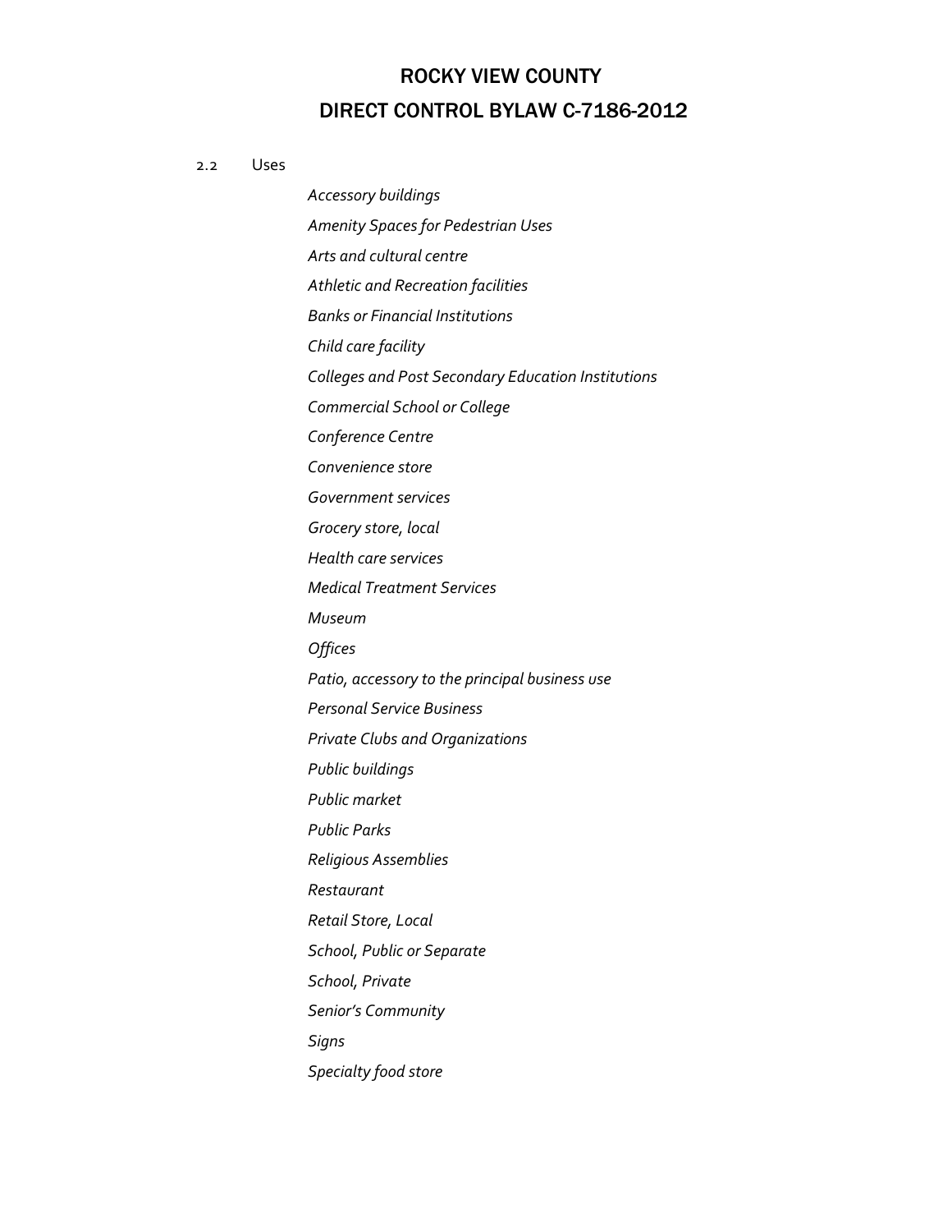# ROCKY VIEW COUNTY

# DIRECT CONTROL BYLAW C-7186-2012

2.2 Uses

*Accessory buildings*

*Amenity Spaces for Pedestrian Uses*

*Arts and cultural centre*

*Athletic and Recreation facilities*

*Banks or Financial Institutions*

*Child care facility*

*Colleges and Post Secondary Education Institutions*

*Commercial School or College*

*Conference Centre*

*Convenience store*

*Government services*

*Grocery store, local*

*Health care services*

*Medical Treatment Services*

*Museum*

*Offices*

*Patio, accessory to the principal business use*

*Personal Service Business*

*Private Clubs and Organizations*

*Public buildings*

*Public market*

*Public Parks*

*Religious Assemblies*

*Restaurant*

*Retail Store, Local*

*School, Public or Separate*

*School, Private*

*Senior's Community*

*Signs*

*Specialty food store*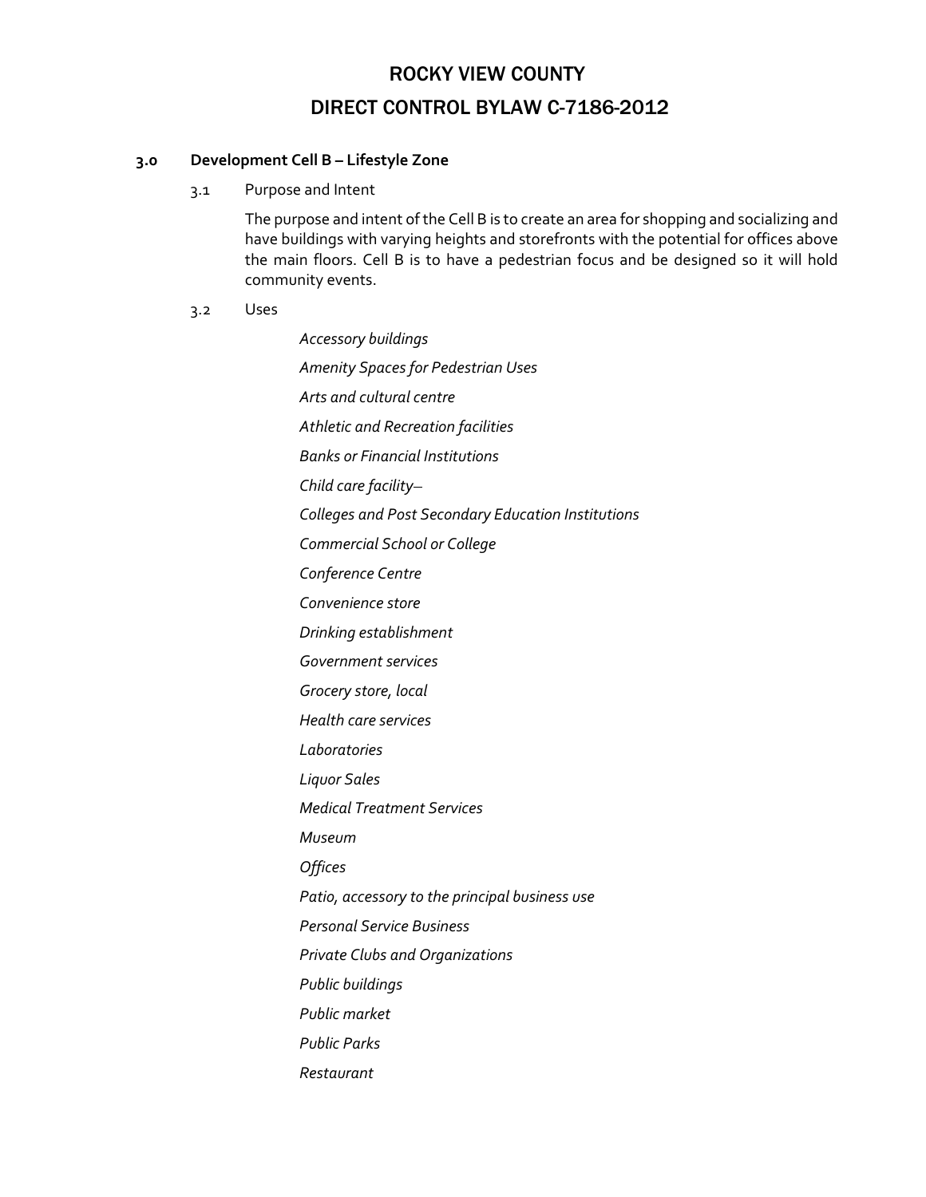# ROCKY VIEW COUNTY

# DIRECT CONTROL BYLAW C-7186-2012

## 3.0 Development Cell B – Lifestyle Zone

### 3.1 Purpose and Intent

The purpose and intent of the Cell B is to create an area for shopping and socializing and have buildings with varying heights and storefronts with the potential for offices above the main floors. Cell B is to have a pedestrian focus and be designed so it will hold community events.

### 3.2 Uses

*Accessory buildings*

*Amenity Spaces for Pedestrian Uses*

*Arts and cultural centre*

*Athletic and Recreation facilities*

*Banks or Financial Institutions*

*Child care facility–*

*Colleges and Post Secondary Education Institutions*

*Commercial School or College*

*Conference Centre*

*Convenience store*

*Drinking establishment*

*Government services*

*Grocery store, local*

*Health care services*

*Laboratories*

*Liquor Sales*

*Medical Treatment Services*

*Museum*

*Offices*

*Patio, accessory to the principal business use*

*Personal Service Business*

*Private Clubs and Organizations*

*Public buildings*

*Public market*

*Public Parks*

*Restaurant*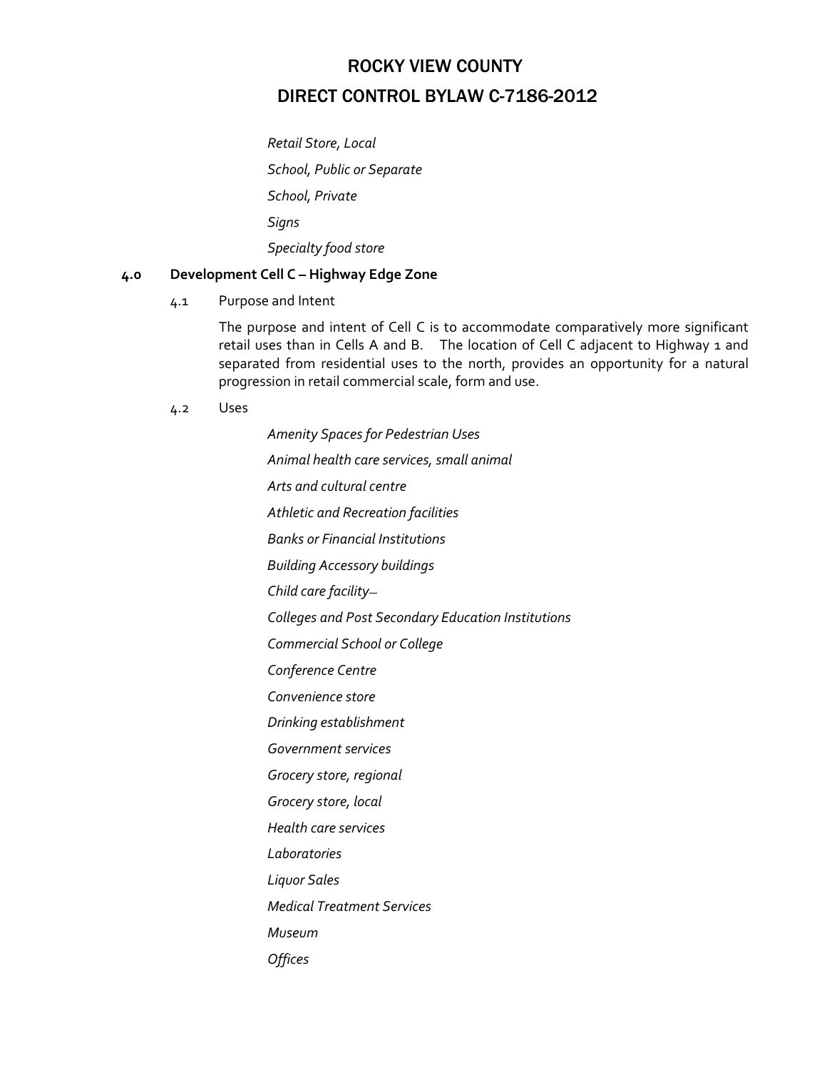*Retail Store, Local*

*School, Public or Separate*

*School, Private*

*Signs*

*Specialty food store*

**4.0 Development Cell C – Highway Edge Zone**

4.1 Purpose and Intent

The purpose and intent of Cell C is to accommodate comparatively more significant retail uses than in Cells A and B. The location of Cell C adjacent to Highway 1 and separated from residential uses to the north, provides an opportunity for a natural progression in retail commercial scale, form and use.

4.2 Uses

*Amenity Spaces for Pedestrian Uses*

*Animal health care services, small animal*

*Arts and cultural centre*

*Athletic and Recreation facilities*

*Banks or Financial Institutions*

*Building Accessory buildings*

*Child care facility*

*Colleges and Post Secondary Education Institutions*

*Commercial School or College*

*Conference Centre*

*Convenience store*

*Drinking establishment*

*Government services*

*Grocery store, regional*

*Grocery store, local*

*Health care services*

*Laboratories*

*Liquor Sales*

*Medical Treatment Services*

*Museum*

*Offices*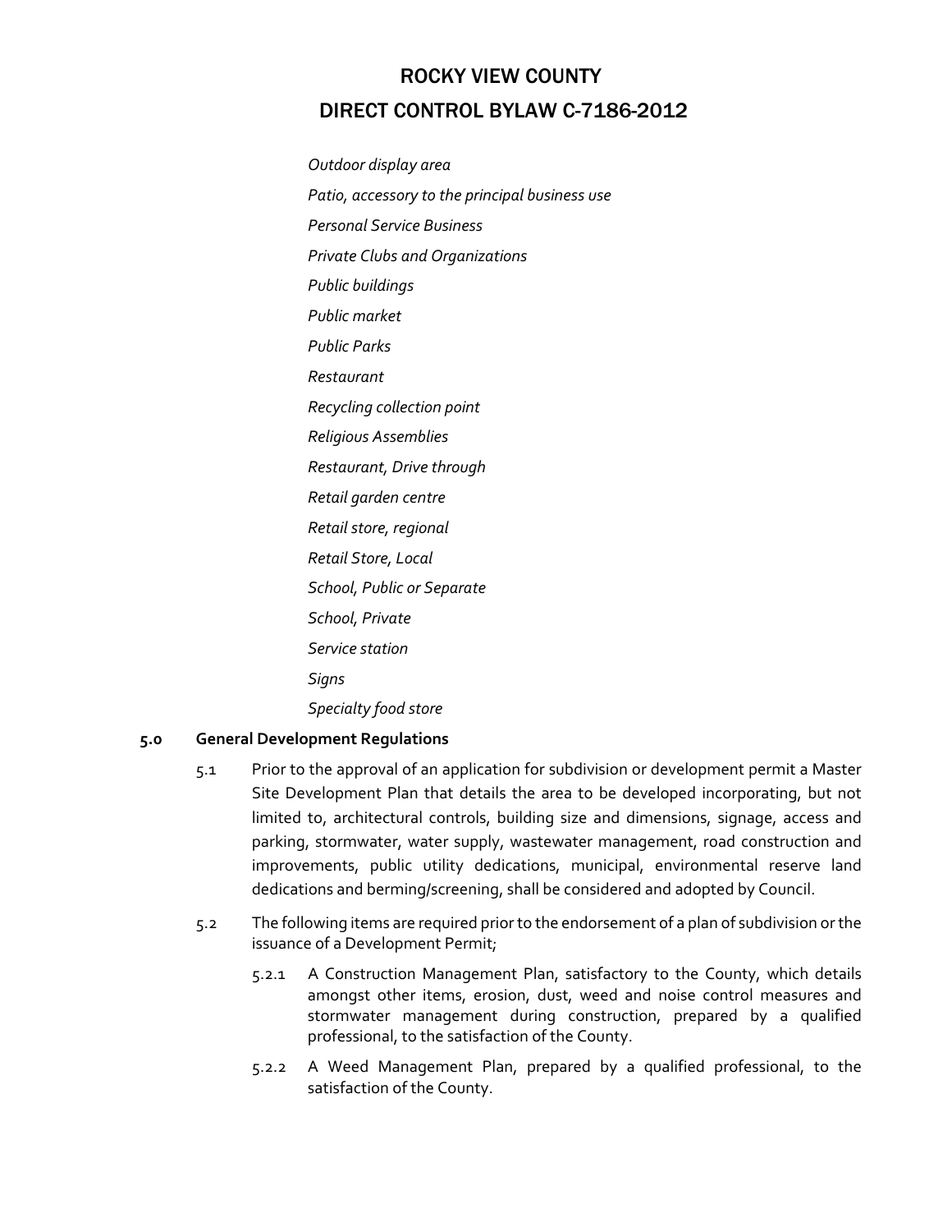*Outdoor display area*

*Patio, accessory to the principal business use*

*Personal Service Business*

*Private Clubs and Organizations*

*Public buildings*

*Public market*

*Public Parks*

*Restaurant*

*Recycling collection point*

*Religious Assemblies*

*Restaurant, Drive through*

*Retail garden centre*

*Retail store, regional*

*Retail Store, Local*

*School, Public or Separate*

*School, Private*

*Service station*

*Signs*

*Specialty food store*

**5.0 General Development Regulations**

5.1 Prior to the approval of an application for subdivision or development permit a Master Site Development Plan that details the area to be developed incorporating, but not limited to, architectural controls, building size and dimensions, signage, access and parking, stormwater, water supply, wastewater management, road construction and improvements, public utility dedications, municipal, environmental reserve land dedications and berming/screening, shall be considered and adopted by Council.

5.2 The following items are required prior to the endorsement of a plan of subdivision or the issuance of a Development Permit;

5.2.1 A Construction Management Plan, satisfactory to the County, which details amongst other items, erosion, dust, weed and noise control measures and stormwater management during construction, prepared by a qualified professional, to the satisfaction of the County.

5.2.2 A Weed Management Plan, prepared by a qualified professional, to the satisfaction of the County.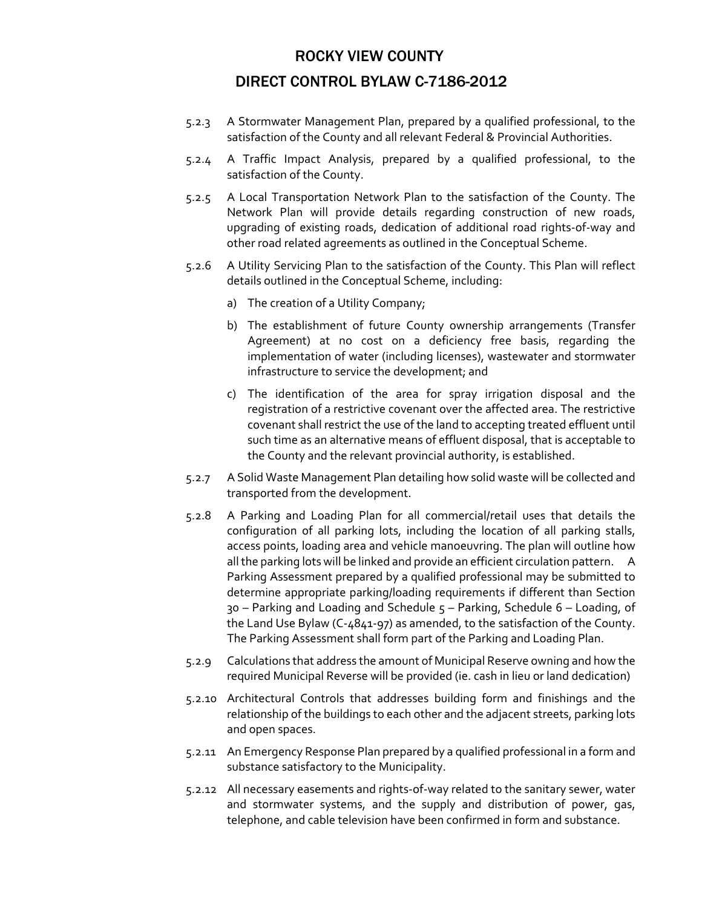5.2.3 A Stormwater Management Plan, prepared by a qualified professional, to the satisfaction of the County and all relevant Federal & Provincial Authorities.

5.2.4 A Traffic Impact Analysis, prepared by a qualified professional, to the satisfaction of the County.

5.2.5 A Local Transportation Network Plan to the satisfaction of the County. The Network Plan will provide details regarding construction of new roads, upgrading of existing roads, dedication of additional road rights-of-way and other road related agreements as outlined in the Conceptual Scheme.

5.2.6 A Utility Servicing Plan to the satisfaction of the County. This Plan will reflect details outlined in the Conceptual Scheme, including:

a) The creation of a Utility Company;

b) The establishment of future County ownership arrangements (Transfer Agreement) at no cost on a deficiency free basis, regarding the implementation of water (including licenses), wastewater and stormwater infrastructure to service the development; and

c) The identification of the area for spray irrigation disposal and the registration of a restrictive covenant over the affected area. The restrictive covenant shall restrict the use of the land to accepting treated effluent until such time as an alternative means of effluent disposal, that is acceptable to the County and the relevant provincial authority, is established.

5.2.7 A Solid Waste Management Plan detailing how solid waste will be collected and transported from the development.

5.2.8 A Parking and Loading Plan for all commercial/retail uses that details the configuration of all parking lots, including the location of all parking stalls, access points, loading area and vehicle manoeuvring. The plan will outline how all the parking lots will be linked and provide an efficient circulation pattern. A Parking Assessment prepared by a qualified professional may be submitted to determine appropriate parking/loading requirements if different than Section 30 – Parking and Loading and Schedule 5 – Parking, Schedule 6 – Loading, of the Land Use Bylaw (C-4841-97) as amended, to the satisfaction of the County. The Parking Assessment shall form part of the Parking and Loading Plan.

5.2.9 Calculations that address the amount of Municipal Reserve owning and how the required Municipal Reverse will be provided (ie. cash in lieu or land dedication)

5.2.10 Architectural Controls that addresses building form and finishings and the relationship of the buildings to each other and the adjacent streets, parking lots and open spaces.

5.2.11 An Emergency Response Plan prepared by a qualified professional in a form and substance satisfactory to the Municipality.

5.2.12 All necessary easements and rights-of-way related to the sanitary sewer, water and stormwater systems, and the supply and distribution of power, gas, telephone, and cable television have been confirmed in form and substance.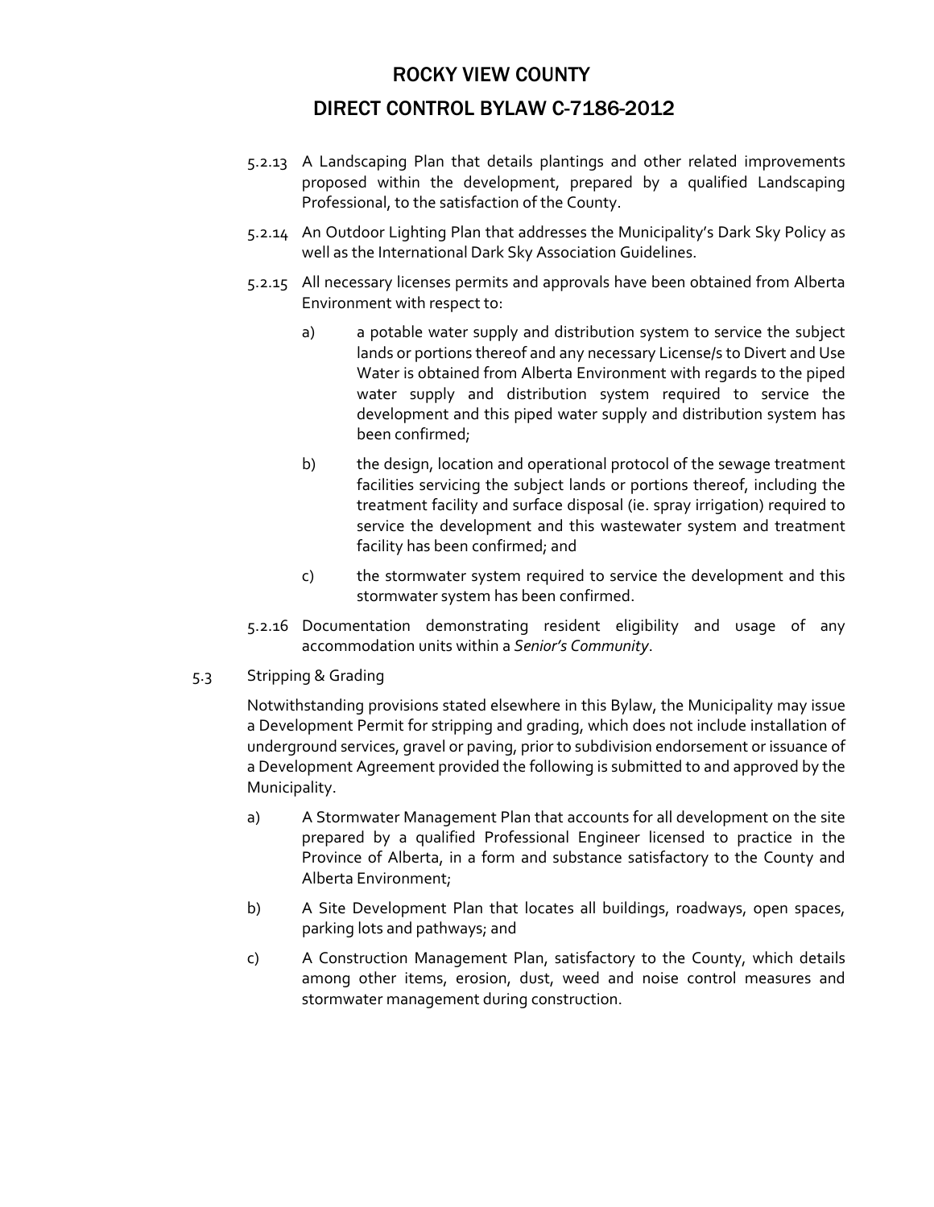5.2.13 A Landscaping Plan that details plantings and other related improvements proposed within the development, prepared by a qualified Landscaping Professional, to the satisfaction of the County.

5.2.14 An Outdoor Lighting Plan that addresses the Municipality's Dark Sky Policy as well as the International Dark Sky Association Guidelines.

5.2.15 All necessary licenses permits and approvals have been obtained from Alberta Environment with respect to:

a) a potable water supply and distribution system to service the subject lands or portions thereof and any necessary License/s to Divert and Use Water is obtained from Alberta Environment with regards to the piped water supply and distribution system required to service the development and this piped water supply and distribution system has been confirmed;

b) the design, location and operational protocol of the sewage treatment facilities servicing the subject lands or portions thereof, including the treatment facility and surface disposal (ie. spray irrigation) required to service the development and this wastewater system and treatment facility has been confirmed; and

c) the stormwater system required to service the development and this stormwater system has been confirmed.

5.2.16 Documentation demonstrating resident eligibility and usage of any accommodation units within a *Senior's Community*.

5.3 Stripping & Grading

Notwithstanding provisions stated elsewhere in this Bylaw, the Municipality may issue a Development Permit for stripping and grading, which does not include installation of underground services, gravel or paving, prior to subdivision endorsement or issuance of a Development Agreement provided the following is submitted to and approved by the Municipality.

a) A Stormwater Management Plan that accounts for all development on the site prepared by a qualified Professional Engineer licensed to practice in the Province of Alberta, in a form and substance satisfactory to the County and Alberta Environment;

b) A Site Development Plan that locates all buildings, roadways, open spaces, parking lots and pathways; and

c) A Construction Management Plan, satisfactory to the County, which details among other items, erosion, dust, weed and noise control measures and stormwater management during construction.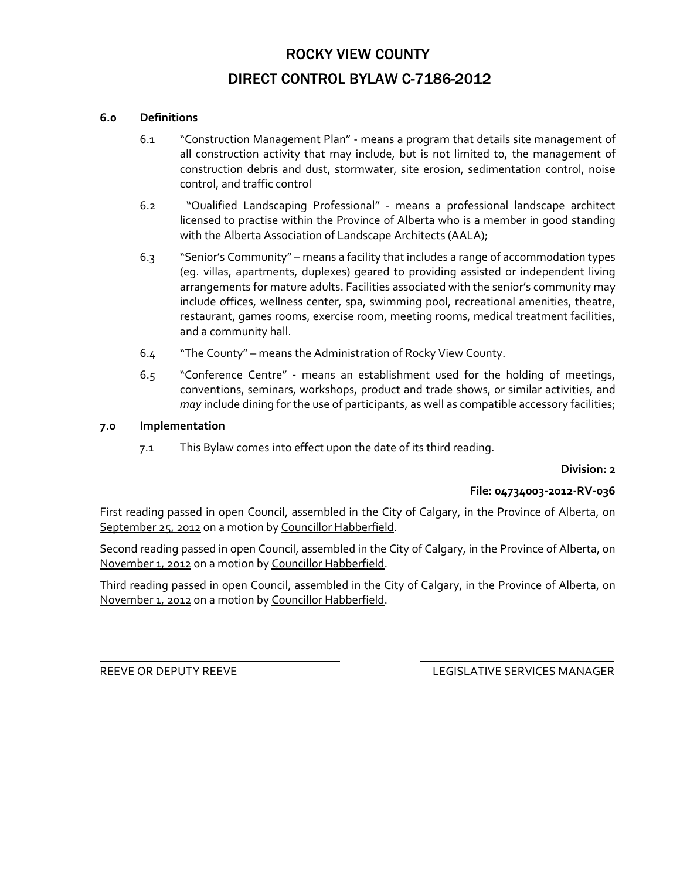# ROCKY VIEW COUNTY

## DIRECT CONTROL BYLAW C-7186-2012

**6.0 Definitions**

6.1 "Construction Management Plan" - means a program that details site management of all construction activity that may include, but is not limited to, the management of construction debris and dust, stormwater, site erosion, sedimentation control, noise control, and traffic control

6.2 "Qualified Landscaping Professional" - means a professional landscape architect licensed to practise within the Province of Alberta who is a member in good standing with the Alberta Association of Landscape Architects (AALA);

6.3 "Senior's Community" – means a facility that includes a range of accommodation types (eg. villas, apartments, duplexes) geared to providing assisted or independent living arrangements for mature adults. Facilities associated with the senior's community may include offices, wellness center, spa, swimming pool, recreational amenities, theatre, restaurant, games rooms, exercise room, meeting rooms, medical treatment facilities, and a community hall.

6.4 "The County" – means the Administration of Rocky View County.

6.5 "Conference Centre" **-** means an establishment used for the holding of meetings, conventions, seminars, workshops, product and trade shows, or similar activities, and *may* include dining for the use of participants, as well as compatible accessory facilities;

**7.0 Implementation**

7.1 This Bylaw comes into effect upon the date of its third reading.

**Division: 2**

**File: 04734003-2012-RV-036**

First reading passed in open Council, assembled in the City of Calgary, in the Province of Alberta, on September 25, 2012 on a motion by Councillor Habberfield.

Second reading passed in open Council, assembled in the City of Calgary, in the Province of Alberta, on November 1, 2012 on a motion by Councillor Habberfield.

Third reading passed in open Council, assembled in the City of Calgary, in the Province of Alberta, on November 1, 2012 on a motion by Councillor Habberfield.

REEVE OR DEPUTY REEVE

LEGISLATIVE SERVICES MANAGER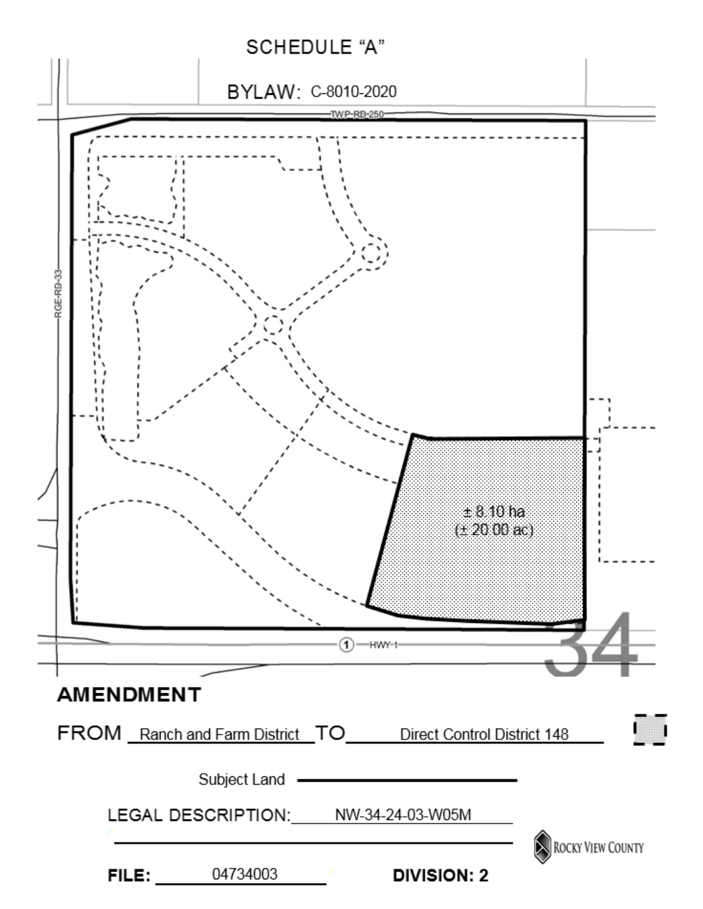# SCHEDULE "A"

**BYLAW:** C-8010-2020

TWP-RD-250

RGE-RD-33

± 8.10 ha
(± 20.00 ac)

HWY-1

34

## AMENDMENT

FROM Ranch and Farm District TO Direct Control District 148

Subject Land

LEGAL DESCRIPTION: NW-34-24-03-W05M

**FILE:** 04734003 **DIVISION: 2**

ROCKY VIEW COUNTY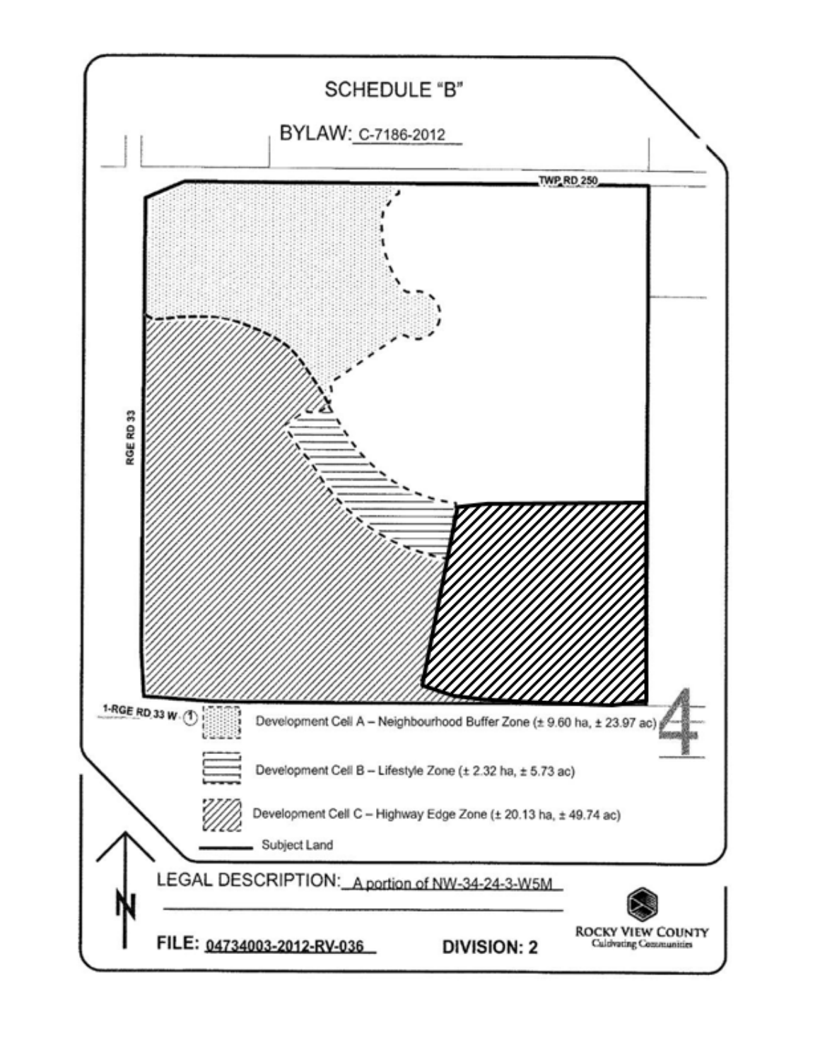# SCHEDULE "B"

BYLAW: C-7186-2012

TWP RD 250

RGE RD 33

1-RGE RD 33 W

Development Cell A – Neighbourhood Buffer Zone (± 9.60 ha, ± 23.97 ac)

Development Cell B – Lifestyle Zone (± 2.32 ha, ± 5.73 ac)

Development Cell C – Highway Edge Zone (± 20.13 ha, ± 49.74 ac)

Subject Land

4

N

LEGAL DESCRIPTION: A portion of NW-34-24-3-W5M

FILE: 04734003-2012-RV-036

DIVISION: 2

ROCKY VIEW COUNTY
Cultivating Communities